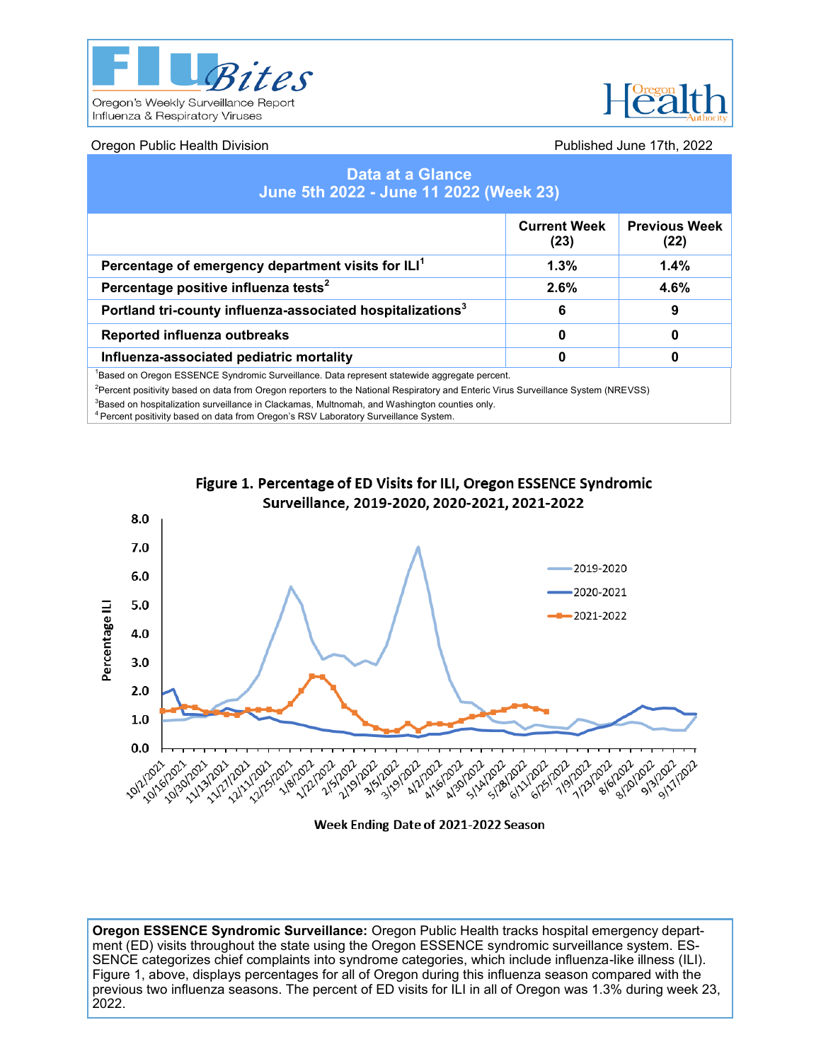# FluBites

Oregon's Weekly Surveillance Report
Influenza & Respiratory Viruses

Oregon Public Division Health

Oregon Public Health Division

Published June 17th, 2022

## Data at a Glance
### June 5th 2022 - June 11 2022 (Week 23)

| | Current Week (23) | Previous Week (22) |
|---|---|---|
| **Percentage of emergency department visits for ILI[1]** | **1.3%** | **1.4%** |
| **Percentage positive influenza tests[2]** | **2.6%** | **4.6%** |
| **Portland tri-county influenza-associated hospitalizations[3]** | **6** | **9** |
| **Reported influenza outbreaks** | **0** | **0** |
| **Influenza-associated pediatric mortality** | **0** | **0** |

[1]Based on Oregon ESSENCE Syndromic Surveillance. Data represent statewide aggregate percent.
[2]Percent positivity based on data from Oregon reporters to the National Respiratory and Enteric Virus Surveillance System (NREVSS)
[3]Based on hospitalization surveillance in Clackamas, Multnomah, and Washington counties only.
[4] Percent positivity based on data from Oregon's RSV Laboratory Surveillance System.

**Figure 1. Percentage of ED Visits for ILI, Oregon ESSENCE Syndromic Surveillance, 2019-2020, 2020-2021, 2021-2022**

**Oregon ESSENCE Syndromic Surveillance:** Oregon Public Health tracks hospital emergency department (ED) visits throughout the state using the Oregon ESSENCE syndromic surveillance system. ESSENCE categorizes chief complaints into syndrome categories, which include influenza-like illness (ILI). Figure 1, above, displays percentages for all of Oregon during this influenza season compared with the previous two influenza seasons. The percent of ED visits for ILI in all of Oregon was 1.3% during week 23, 2022.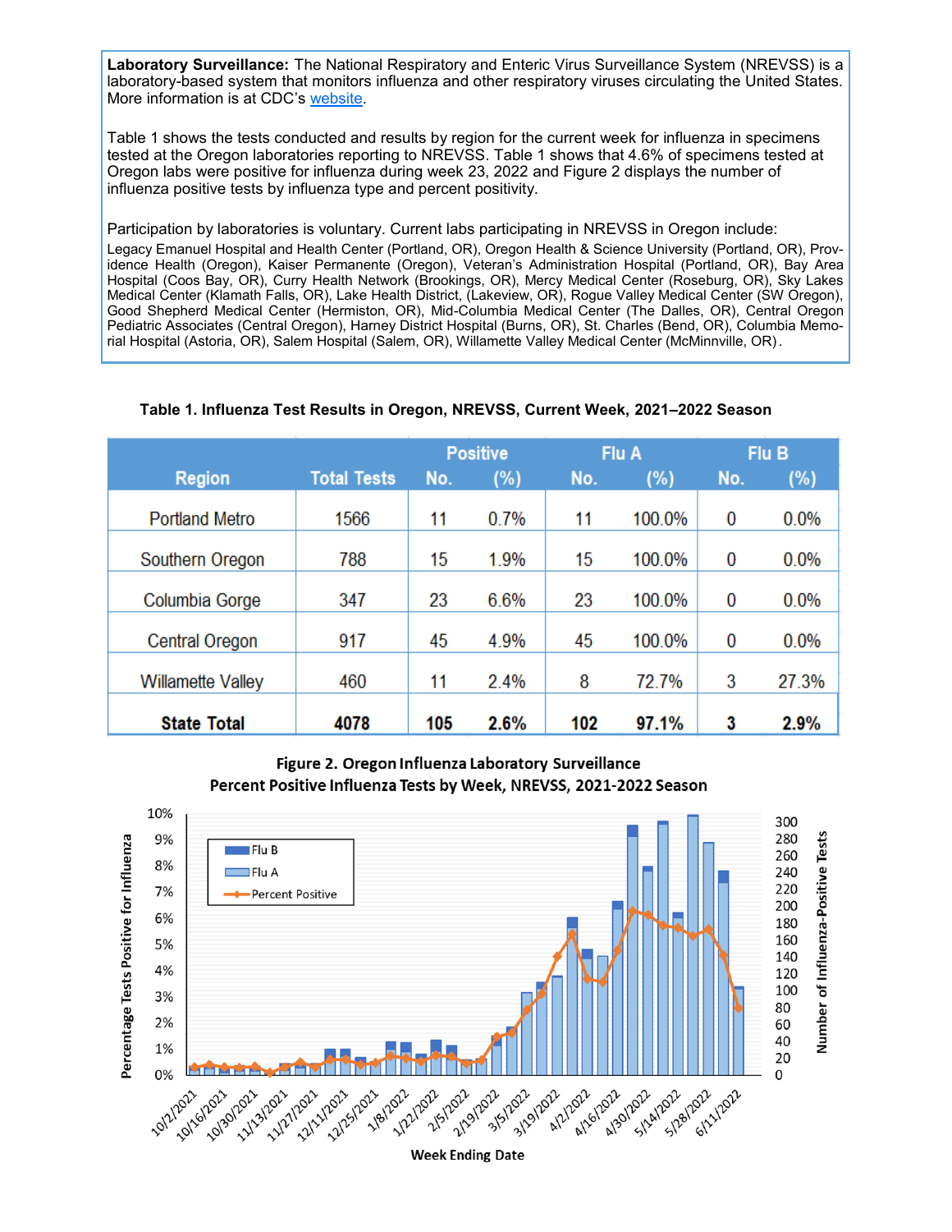**Laboratory Surveillance:** The National Respiratory and Enteric Virus Surveillance System (NREVSS) is a laboratory-based system that monitors influenza and other respiratory viruses circulating the United States. More information is at CDC's website.

Table 1 shows the tests conducted and results by region for the current week for influenza in specimens tested at the Oregon laboratories reporting to NREVSS. Table 1 shows that 4.6% of specimens tested at Oregon labs were positive for influenza during week 23, 2022 and Figure 2 displays the number of influenza positive tests by influenza type and percent positivity.

Participation by laboratories is voluntary. Current labs participating in NREVSS in Oregon include:
Legacy Emanuel Hospital and Health Center (Portland, OR), Oregon Health & Science University (Portland, OR), Providence Health (Oregon), Kaiser Permanente (Oregon), Veteran's Administration Hospital (Portland, OR), Bay Area Hospital (Coos Bay, OR), Curry Health Network (Brookings, OR), Mercy Medical Center (Roseburg, OR), Sky Lakes Medical Center (Klamath Falls, OR), Lake Health District, (Lakeview, OR), Rogue Valley Medical Center (SW Oregon), Good Shepherd Medical Center (Hermiston, OR), Mid-Columbia Medical Center (The Dalles, OR), Central Oregon Pediatric Associates (Central Oregon), Harney District Hospital (Burns, OR), St. Charles (Bend, OR), Columbia Memorial Hospital (Astoria, OR), Salem Hospital (Salem, OR), Willamette Valley Medical Center (McMinnville, OR).

**Table 1. Influenza Test Results in Oregon, NREVSS, Current Week, 2021–2022 Season**

| Region | Total Tests | Positive | | Flu A | | Flu B | |
|---|---|---|---|---|---|---|---|
| | | No. | (%) | No. | (%) | No. | (%) |
| Portland Metro | 1566 | 11 | 0.7% | 11 | 100.0% | 0 | 0.0% |
| Southern Oregon | 788 | 15 | 1.9% | 15 | 100.0% | 0 | 0.0% |
| Columbia Gorge | 347 | 23 | 6.6% | 23 | 100.0% | 0 | 0.0% |
| Central Oregon | 917 | 45 | 4.9% | 45 | 100.0% | 0 | 0.0% |
| Willamette Valley | 460 | 11 | 2.4% | 8 | 72.7% | 3 | 27.3% |
| **State Total** | **4078** | **105** | **2.6%** | **102** | **97.1%** | **3** | **2.9%** |

**Figure 2. Oregon Influenza Laboratory Surveillance**
**Percent Positive Influenza Tests by Week, NREVSS, 2021-2022 Season**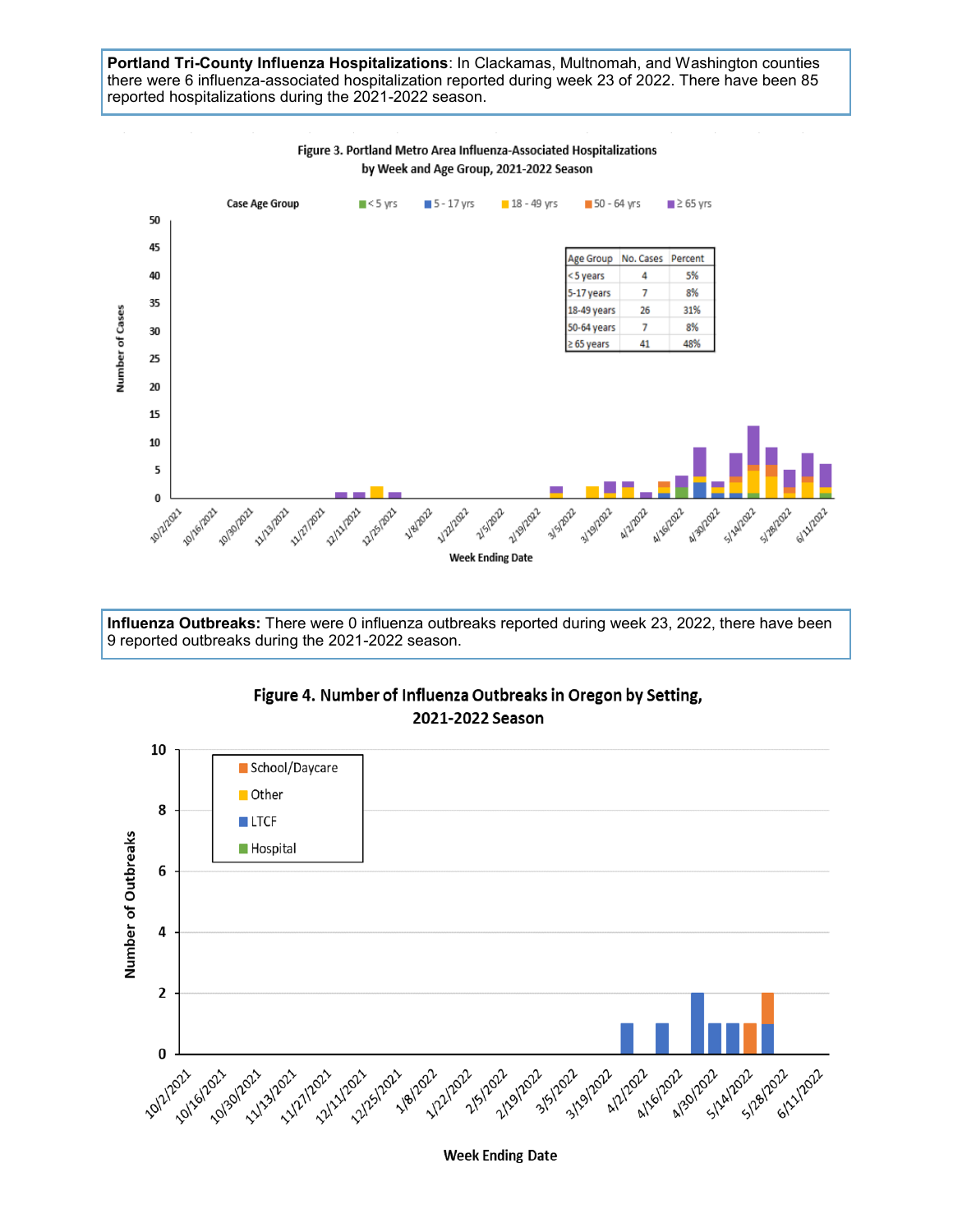**Portland Tri-County Influenza Hospitalizations**: In Clackamas, Multnomah, and Washington counties there were 6 influenza-associated hospitalization reported during week 23 of 2022. There have been 85 reported hospitalizations during the 2021-2022 season.

Figure 3. Portland Metro Area Influenza-Associated Hospitalizations by Week and Age Group, 2021-2022 Season

| Age Group | No. Cases | Percent |
|---|---|---|
| <5 years | 4 | 5% |
| 5-17 years | 7 | 8% |
| 18-49 years | 26 | 31% |
| 50-64 years | 7 | 8% |
| ≥ 65 years | 41 | 48% |

**Influenza Outbreaks:** There were 0 influenza outbreaks reported during week 23, 2022, there have been 9 reported outbreaks during the 2021-2022 season.

Figure 4. Number of Influenza Outbreaks in Oregon by Setting, 2021-2022 Season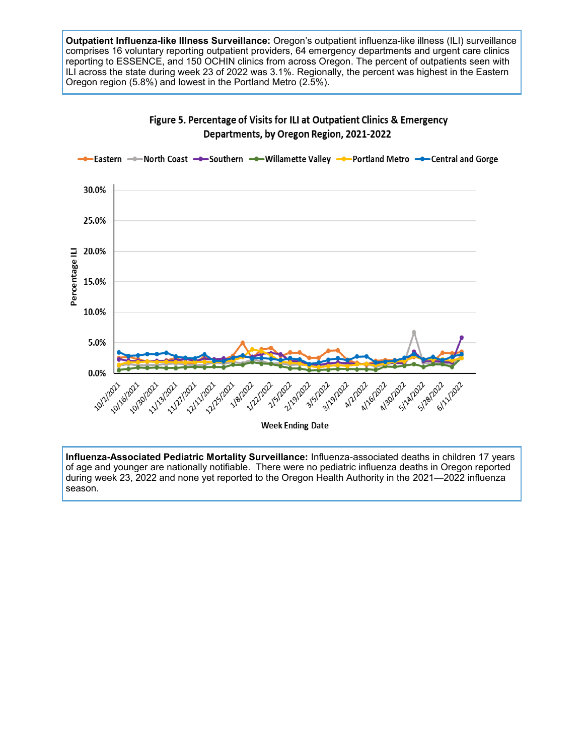**Outpatient Influenza-like Illness Surveillance:** Oregon's outpatient influenza-like illness (ILI) surveillance comprises 16 voluntary reporting outpatient providers, 64 emergency departments and urgent care clinics reporting to ESSENCE, and 150 OCHIN clinics from across Oregon. The percent of outpatients seen with ILI across the state during week 23 of 2022 was 3.1%. Regionally, the percent was highest in the Eastern Oregon region (5.8%) and lowest in the Portland Metro (2.5%).

**Figure 5. Percentage of Visits for ILI at Outpatient Clinics & Emergency Departments, by Oregon Region, 2021-2022**

**Influenza-Associated Pediatric Mortality Surveillance:** Influenza-associated deaths in children 17 years of age and younger are nationally notifiable. There were no pediatric influenza deaths in Oregon reported during week 23, 2022 and none yet reported to the Oregon Health Authority in the 2021—2022 influenza season.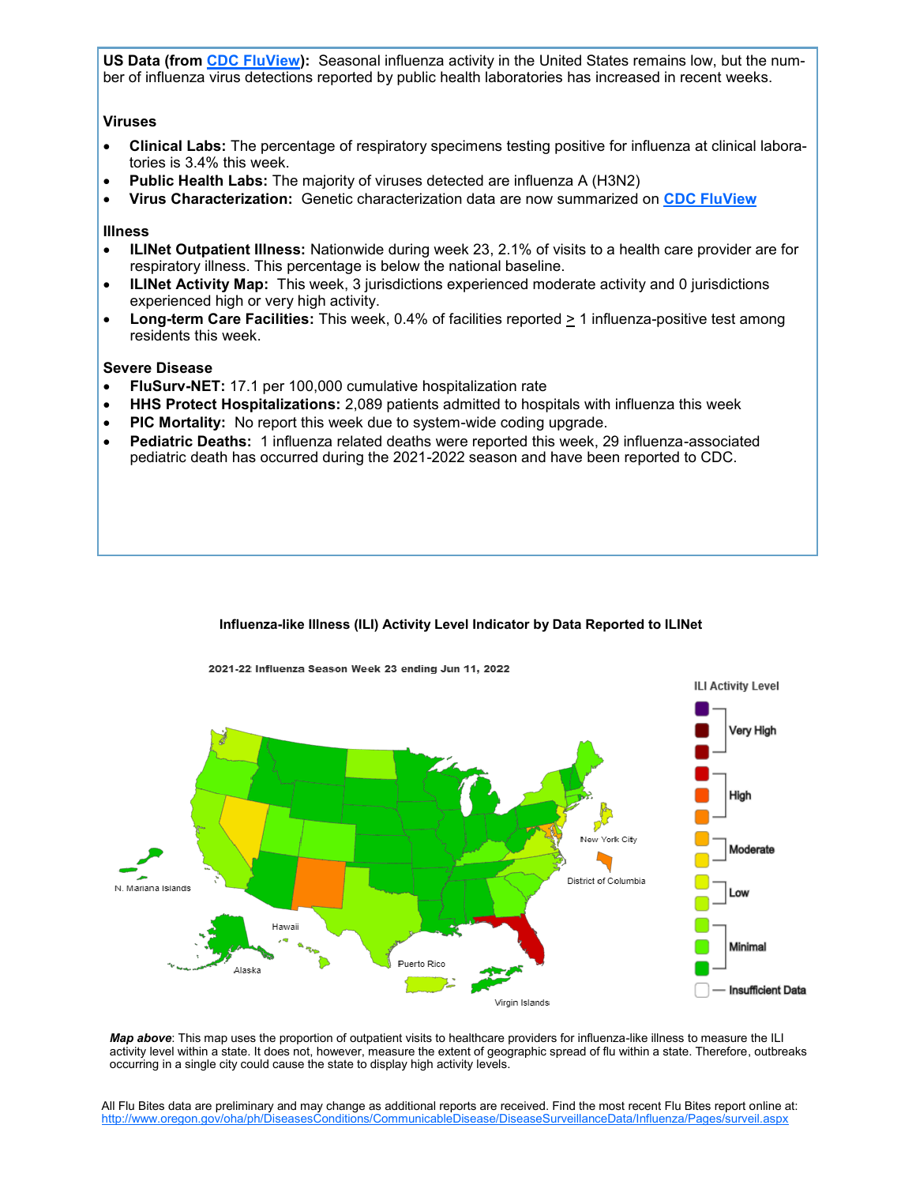**US Data (from [CDC FluView](#)):** Seasonal influenza activity in the United States remains low, but the number of influenza virus detections reported by public health laboratories has increased in recent weeks.

### Viruses

- **Clinical Labs:** The percentage of respiratory specimens testing positive for influenza at clinical laboratories is 3.4% this week.
- **Public Health Labs:** The majority of viruses detected are influenza A (H3N2)
- **Virus Characterization:** Genetic characterization data are now summarized on **CDC FluView**

### Illness

- **ILINet Outpatient Illness:** Nationwide during week 23, 2.1% of visits to a health care provider are for respiratory illness. This percentage is below the national baseline.
- **ILINet Activity Map:** This week, 3 jurisdictions experienced moderate activity and 0 jurisdictions experienced high or very high activity.
- **Long-term Care Facilities:** This week, 0.4% of facilities reported ≥ 1 influenza-positive test among residents this week.

### Severe Disease

- **FluSurv-NET:** 17.1 per 100,000 cumulative hospitalization rate
- **HHS Protect Hospitalizations:** 2,089 patients admitted to hospitals with influenza this week
- **PIC Mortality:** No report this week due to system-wide coding upgrade.
- **Pediatric Deaths:** 1 influenza related deaths were reported this week, 29 influenza-associated pediatric death has occurred during the 2021-2022 season and have been reported to CDC.

**Influenza-like Illness (ILI) Activity Level Indicator by Data Reported to ILINet**

2021-22 Influenza Season Week 23 ending Jun 11, 2022

ILI Activity Level

Very High

High

Moderate

Low

Minimal

Insufficient Data

N. Mariana Islands

Hawaii

Alaska

Puerto Rico

Virgin Islands

New York City

District of Columbia

***Map above***: This map uses the proportion of outpatient visits to healthcare providers for influenza-like illness to measure the ILI activity level within a state. It does not, however, measure the extent of geographic spread of flu within a state. Therefore, outbreaks occurring in a single city could cause the state to display high activity levels.

All Flu Bites data are preliminary and may change as additional reports are received. Find the most recent Flu Bites report online at: http://www.oregon.gov/oha/ph/DiseasesConditions/CommunicableDisease/DiseaseSurveillanceData/Influenza/Pages/surveil.aspx